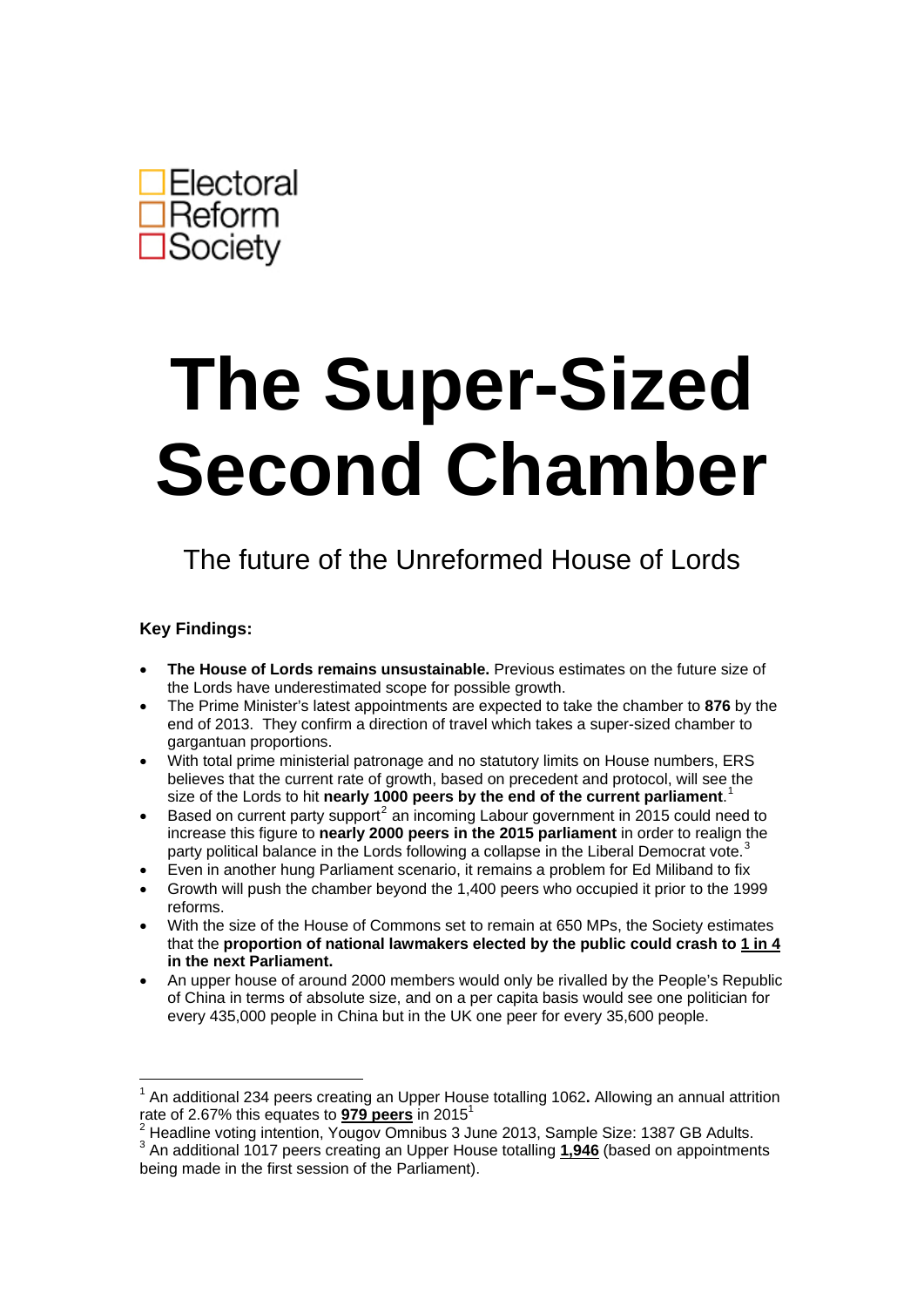Electoral
Reform
Society

# The Super-Sized Second Chamber

## The future of the Unreformed House of Lords

**Key Findings:**

- **The House of Lords remains unsustainable.** Previous estimates on the future size of the Lords have underestimated scope for possible growth.
- The Prime Minister's latest appointments are expected to take the chamber to **876** by the end of 2013. They confirm a direction of travel which takes a super-sized chamber to gargantuan proportions.
- With total prime ministerial patronage and no statutory limits on House numbers, ERS believes that the current rate of growth, based on precedent and protocol, will see the size of the Lords to hit **nearly 1000 peers by the end of the current parliament**.[1]
- Based on current party support[2] an incoming Labour government in 2015 could need to increase this figure to **nearly 2000 peers in the 2015 parliament** in order to realign the party political balance in the Lords following a collapse in the Liberal Democrat vote.[3]
- Even in another hung Parliament scenario, it remains a problem for Ed Miliband to fix
- Growth will push the chamber beyond the 1,400 peers who occupied it prior to the 1999 reforms.
- With the size of the House of Commons set to remain at 650 MPs, the Society estimates that the **proportion of national lawmakers elected by the public could crash to <u>1 in 4</u> in the next Parliament.**
- An upper house of around 2000 members would only be rivalled by the People's Republic of China in terms of absolute size, and on a per capita basis would see one politician for every 435,000 people in China but in the UK one peer for every 35,600 people.

---

[1] An additional 234 peers creating an Upper House totalling 1062**.** Allowing an annual attrition rate of 2.67% this equates to **<u>979 peers</u>** in 2015[1]

[2] Headline voting intention, Yougov Omnibus 3 June 2013, Sample Size: 1387 GB Adults.

[3] An additional 1017 peers creating an Upper House totalling **<u>1,946</u>** (based on appointments being made in the first session of the Parliament).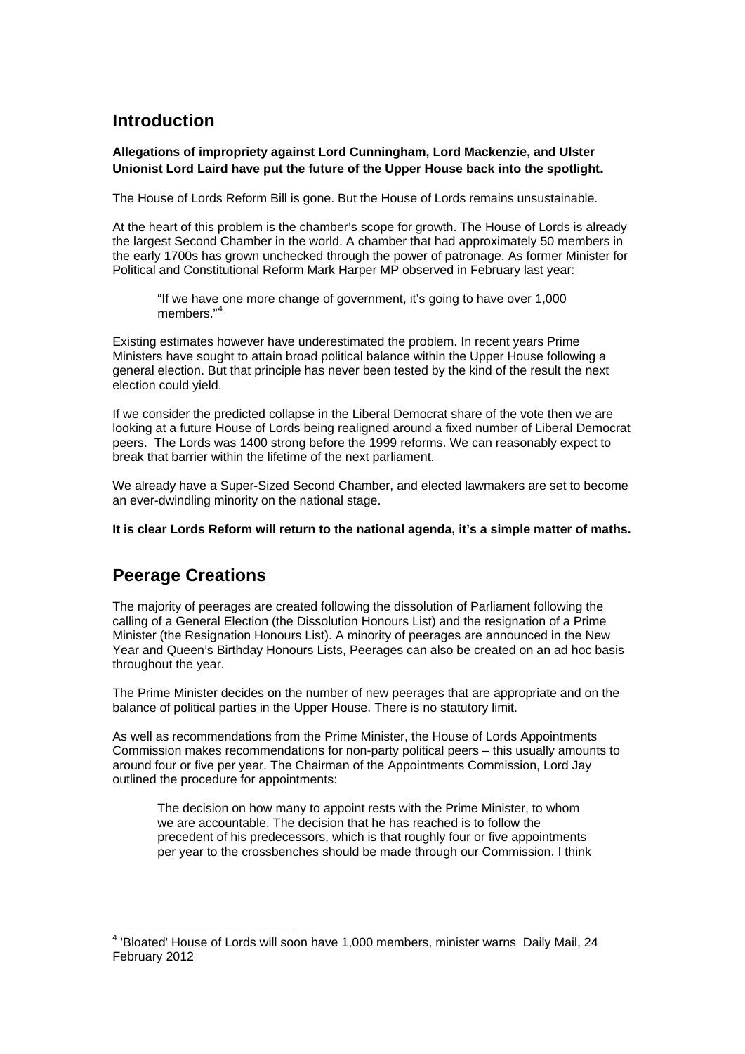## Introduction

**Allegations of impropriety against Lord Cunningham, Lord Mackenzie, and Ulster Unionist Lord Laird have put the future of the Upper House back into the spotlight.**

The House of Lords Reform Bill is gone. But the House of Lords remains unsustainable.

At the heart of this problem is the chamber's scope for growth. The House of Lords is already the largest Second Chamber in the world. A chamber that had approximately 50 members in the early 1700s has grown unchecked through the power of patronage. As former Minister for Political and Constitutional Reform Mark Harper MP observed in February last year:

> "If we have one more change of government, it's going to have over 1,000 members."[4]

Existing estimates however have underestimated the problem. In recent years Prime Ministers have sought to attain broad political balance within the Upper House following a general election. But that principle has never been tested by the kind of the result the next election could yield.

If we consider the predicted collapse in the Liberal Democrat share of the vote then we are looking at a future House of Lords being realigned around a fixed number of Liberal Democrat peers. The Lords was 1400 strong before the 1999 reforms. We can reasonably expect to break that barrier within the lifetime of the next parliament.

We already have a Super-Sized Second Chamber, and elected lawmakers are set to become an ever-dwindling minority on the national stage.

**It is clear Lords Reform will return to the national agenda, it's a simple matter of maths.**

## Peerage Creations

The majority of peerages are created following the dissolution of Parliament following the calling of a General Election (the Dissolution Honours List) and the resignation of a Prime Minister (the Resignation Honours List). A minority of peerages are announced in the New Year and Queen's Birthday Honours Lists, Peerages can also be created on an ad hoc basis throughout the year.

The Prime Minister decides on the number of new peerages that are appropriate and on the balance of political parties in the Upper House. There is no statutory limit.

As well as recommendations from the Prime Minister, the House of Lords Appointments Commission makes recommendations for non-party political peers – this usually amounts to around four or five per year. The Chairman of the Appointments Commission, Lord Jay outlined the procedure for appointments:

> The decision on how many to appoint rests with the Prime Minister, to whom we are accountable. The decision that he has reached is to follow the precedent of his predecessors, which is that roughly four or five appointments per year to the crossbenches should be made through our Commission. I think

[4] 'Bloated' House of Lords will soon have 1,000 members, minister warns Daily Mail, 24 February 2012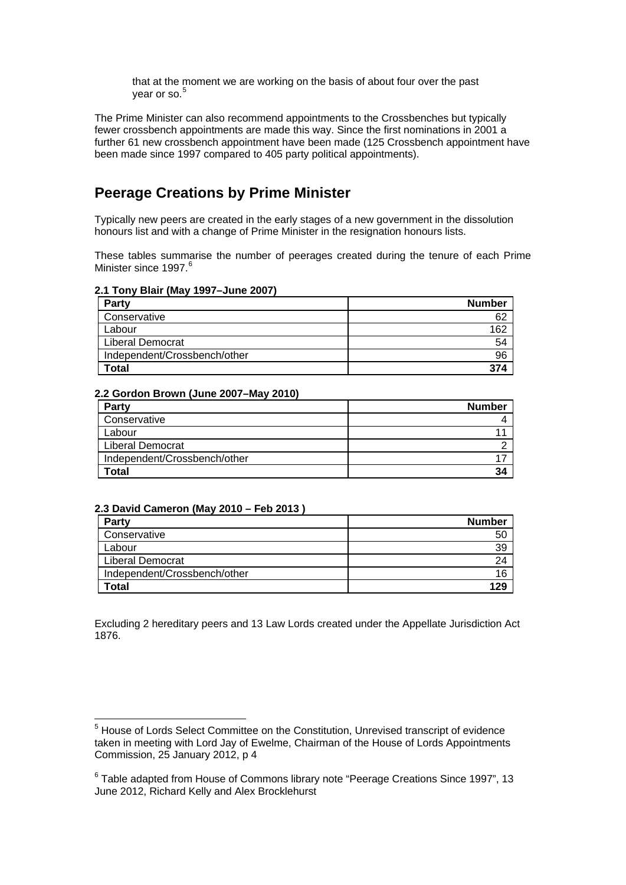that at the moment we are working on the basis of about four over the past year or so.[5]

The Prime Minister can also recommend appointments to the Crossbenches but typically fewer crossbench appointments are made this way. Since the first nominations in 2001 a further 61 new crossbench appointment have been made (125 Crossbench appointment have been made since 1997 compared to 405 party political appointments).

## Peerage Creations by Prime Minister

Typically new peers are created in the early stages of a new government in the dissolution honours list and with a change of Prime Minister in the resignation honours lists.

These tables summarise the number of peerages created during the tenure of each Prime Minister since 1997.[6]

**2.1 Tony Blair (May 1997–June 2007)**

| Party | Number |
|---|---:|
| Conservative | 62 |
| Labour | 162 |
| Liberal Democrat | 54 |
| Independent/Crossbench/other | 96 |
| **Total** | **374** |

**2.2 Gordon Brown (June 2007–May 2010)**

| Party | Number |
|---|---:|
| Conservative | 4 |
| Labour | 11 |
| Liberal Democrat | 2 |
| Independent/Crossbench/other | 17 |
| **Total** | **34** |

**2.3 David Cameron (May 2010 – Feb 2013 )**

| Party | Number |
|---|---:|
| Conservative | 50 |
| Labour | 39 |
| Liberal Democrat | 24 |
| Independent/Crossbench/other | 16 |
| **Total** | **129** |

Excluding 2 hereditary peers and 13 Law Lords created under the Appellate Jurisdiction Act 1876.

---

[5] House of Lords Select Committee on the Constitution, Unrevised transcript of evidence taken in meeting with Lord Jay of Ewelme, Chairman of the House of Lords Appointments Commission, 25 January 2012, p 4

[6] Table adapted from House of Commons library note "Peerage Creations Since 1997", 13 June 2012, Richard Kelly and Alex Brocklehurst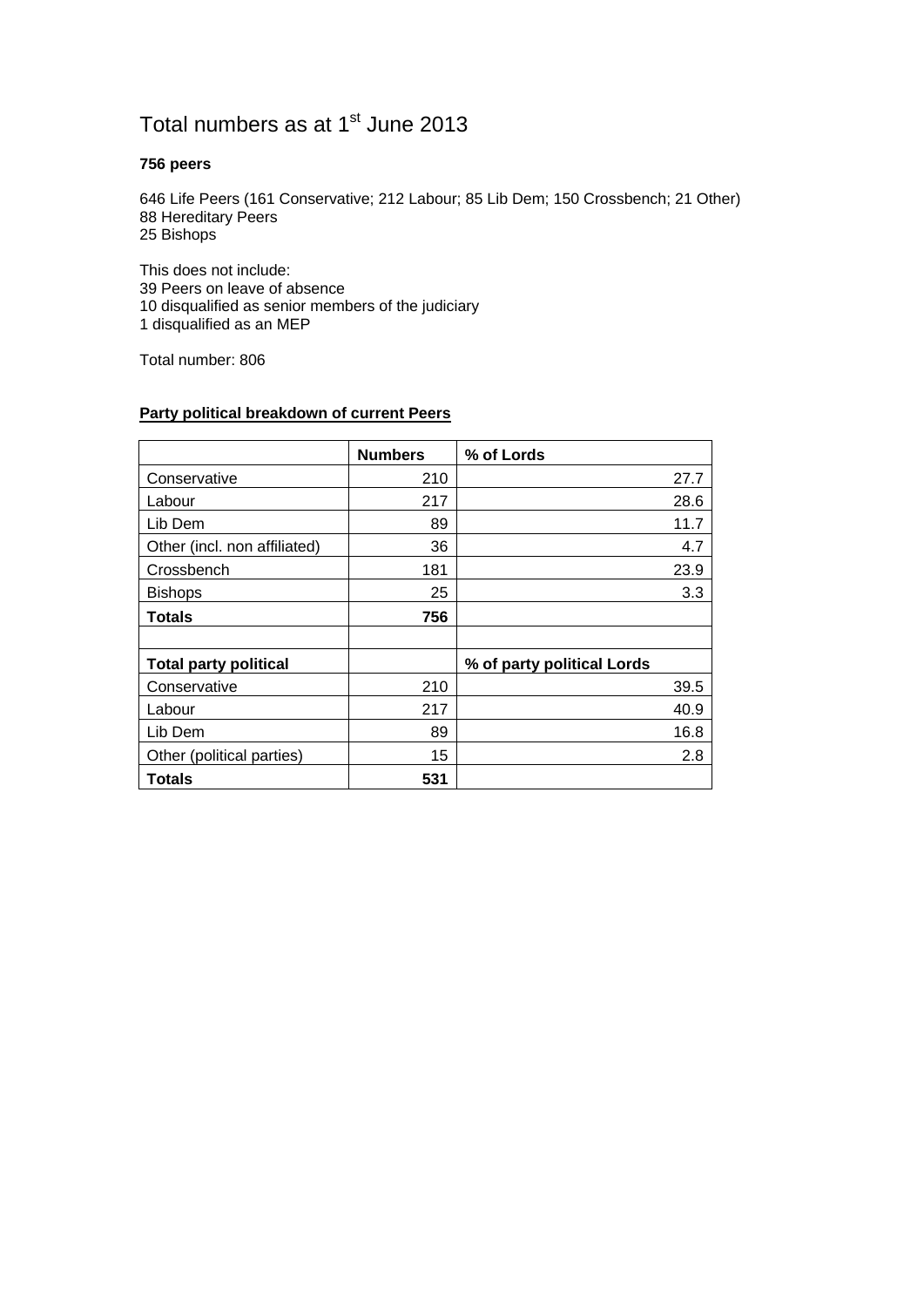# Total numbers as at 1st June 2013

**756 peers**

646 Life Peers (161 Conservative; 212 Labour; 85 Lib Dem; 150 Crossbench; 21 Other)
88 Hereditary Peers
25 Bishops

This does not include:
39 Peers on leave of absence
10 disqualified as senior members of the judiciary
1 disqualified as an MEP

Total number: 806

**Party political breakdown of current Peers**

| | **Numbers** | **% of Lords** |
|---|---|---|
| Conservative | 210 | 27.7 |
| Labour | 217 | 28.6 |
| Lib Dem | 89 | 11.7 |
| Other (incl. non affiliated) | 36 | 4.7 |
| Crossbench | 181 | 23.9 |
| Bishops | 25 | 3.3 |
| **Totals** | **756** | |
| | | |
| **Total party political** | | **% of party political Lords** |
| Conservative | 210 | 39.5 |
| Labour | 217 | 40.9 |
| Lib Dem | 89 | 16.8 |
| Other (political parties) | 15 | 2.8 |
| **Totals** | **531** | |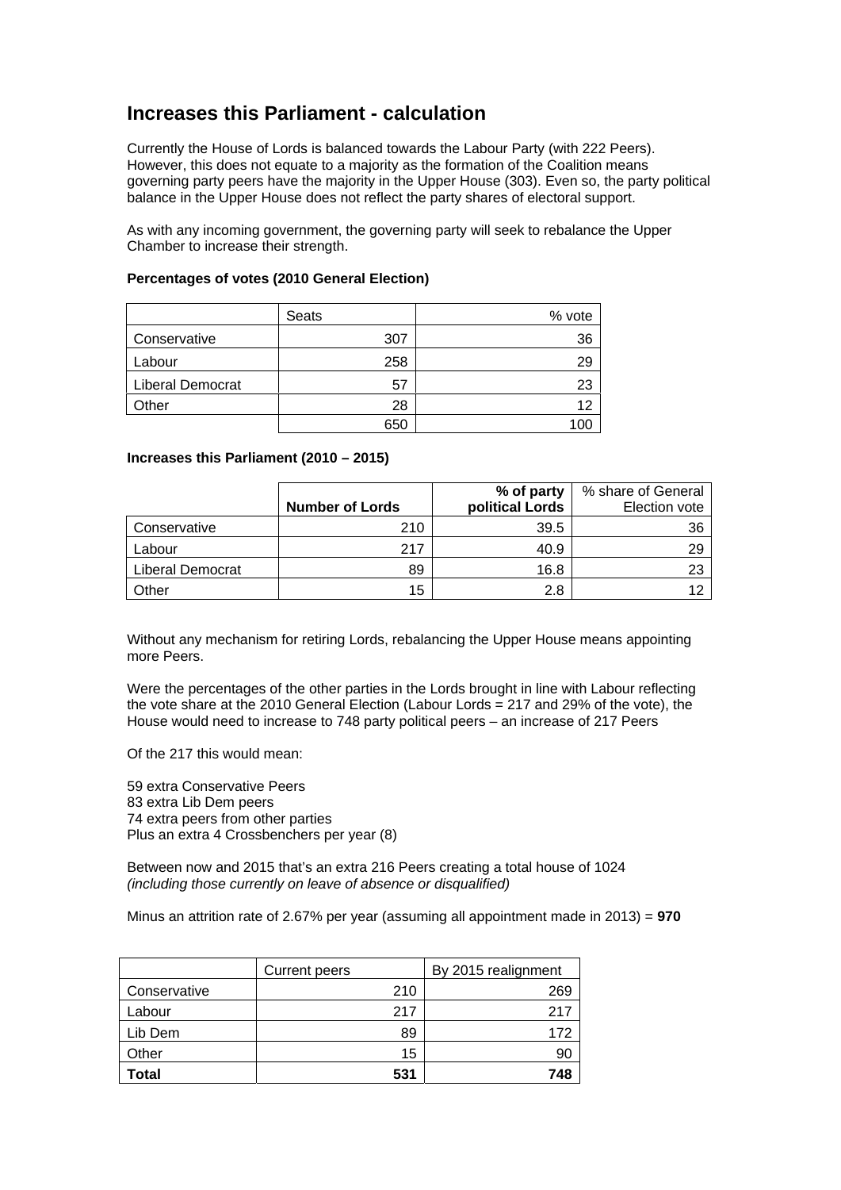## Increases this Parliament - calculation

Currently the House of Lords is balanced towards the Labour Party (with 222 Peers). However, this does not equate to a majority as the formation of the Coalition means governing party peers have the majority in the Upper House (303). Even so, the party political balance in the Upper House does not reflect the party shares of electoral support.

As with any incoming government, the governing party will seek to rebalance the Upper Chamber to increase their strength.

**Percentages of votes (2010 General Election)**

| | Seats | % vote |
|---|---|---|
| Conservative | 307 | 36 |
| Labour | 258 | 29 |
| Liberal Democrat | 57 | 23 |
| Other | 28 | 12 |
| | 650 | 100 |

**Increases this Parliament (2010 – 2015)**

| | **Number of Lords** | **% of party political Lords** | % share of General Election vote |
|---|---|---|---|
| Conservative | 210 | 39.5 | 36 |
| Labour | 217 | 40.9 | 29 |
| Liberal Democrat | 89 | 16.8 | 23 |
| Other | 15 | 2.8 | 12 |

Without any mechanism for retiring Lords, rebalancing the Upper House means appointing more Peers.

Were the percentages of the other parties in the Lords brought in line with Labour reflecting the vote share at the 2010 General Election (Labour Lords = 217 and 29% of the vote), the House would need to increase to 748 party political peers – an increase of 217 Peers

Of the 217 this would mean:

59 extra Conservative Peers
83 extra Lib Dem peers
74 extra peers from other parties
Plus an extra 4 Crossbenchers per year (8)

Between now and 2015 that's an extra 216 Peers creating a total house of 1024
*(including those currently on leave of absence or disqualified)*

Minus an attrition rate of 2.67% per year (assuming all appointment made in 2013) = **970**

| | Current peers | By 2015 realignment |
|---|---|---|
| Conservative | 210 | 269 |
| Labour | 217 | 217 |
| Lib Dem | 89 | 172 |
| Other | 15 | 90 |
| **Total** | **531** | **748** |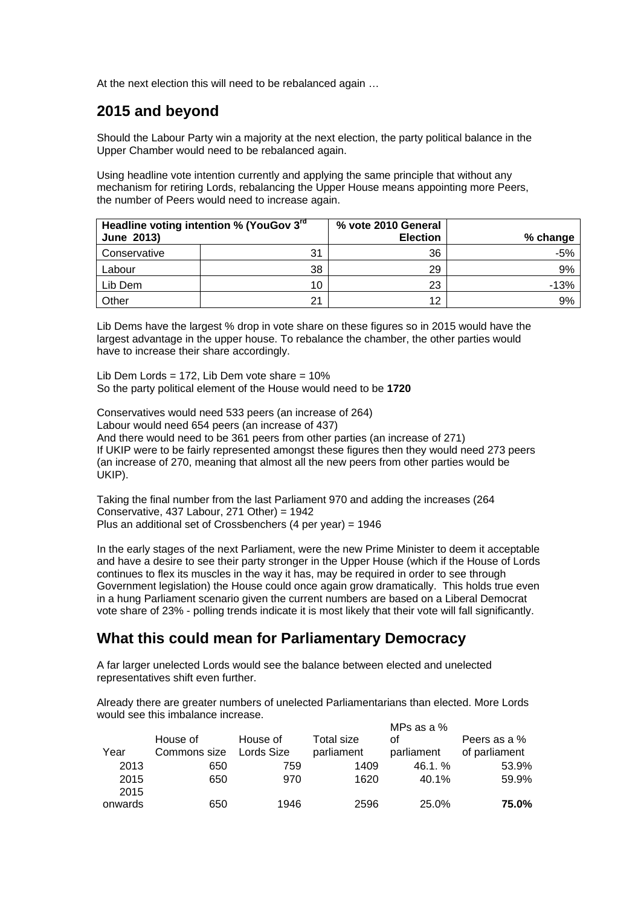At the next election this will need to be rebalanced again …

## 2015 and beyond

Should the Labour Party win a majority at the next election, the party political balance in the Upper Chamber would need to be rebalanced again.

Using headline vote intention currently and applying the same principle that without any mechanism for retiring Lords, rebalancing the Upper House means appointing more Peers, the number of Peers would need to increase again.

| Headline voting intention % (YouGov 3rd June 2013) | | % vote 2010 General Election | % change |
|---|---|---|---|
| Conservative | 31 | 36 | -5% |
| Labour | 38 | 29 | 9% |
| Lib Dem | 10 | 23 | -13% |
| Other | 21 | 12 | 9% |

Lib Dems have the largest % drop in vote share on these figures so in 2015 would have the largest advantage in the upper house. To rebalance the chamber, the other parties would have to increase their share accordingly.

Lib Dem Lords = 172, Lib Dem vote share = 10%
So the party political element of the House would need to be **1720**

Conservatives would need 533 peers (an increase of 264)
Labour would need 654 peers (an increase of 437)
And there would need to be 361 peers from other parties (an increase of 271)
If UKIP were to be fairly represented amongst these figures then they would need 273 peers (an increase of 270, meaning that almost all the new peers from other parties would be UKIP).

Taking the final number from the last Parliament 970 and adding the increases (264 Conservative, 437 Labour, 271 Other) = 1942
Plus an additional set of Crossbenchers (4 per year) = 1946

In the early stages of the next Parliament, were the new Prime Minister to deem it acceptable and have a desire to see their party stronger in the Upper House (which if the House of Lords continues to flex its muscles in the way it has, may be required in order to see through Government legislation) the House could once again grow dramatically. This holds true even in a hung Parliament scenario given the current numbers are based on a Liberal Democrat vote share of 23% - polling trends indicate it is most likely that their vote will fall significantly.

## What this could mean for Parliamentary Democracy

A far larger unelected Lords would see the balance between elected and unelected representatives shift even further.

Already there are greater numbers of unelected Parliamentarians than elected. More Lords would see this imbalance increase.

| Year | House of Commons size | House of Lords Size | Total size parliament | MPs as a % of parliament | Peers as a % of parliament |
|---|---|---|---|---|---|
| 2013 | 650 | 759 | 1409 | 46.1. % | 53.9% |
| 2015 | 650 | 970 | 1620 | 40.1% | 59.9% |
| 2015 onwards | 650 | 1946 | 2596 | 25.0% | **75.0%** |